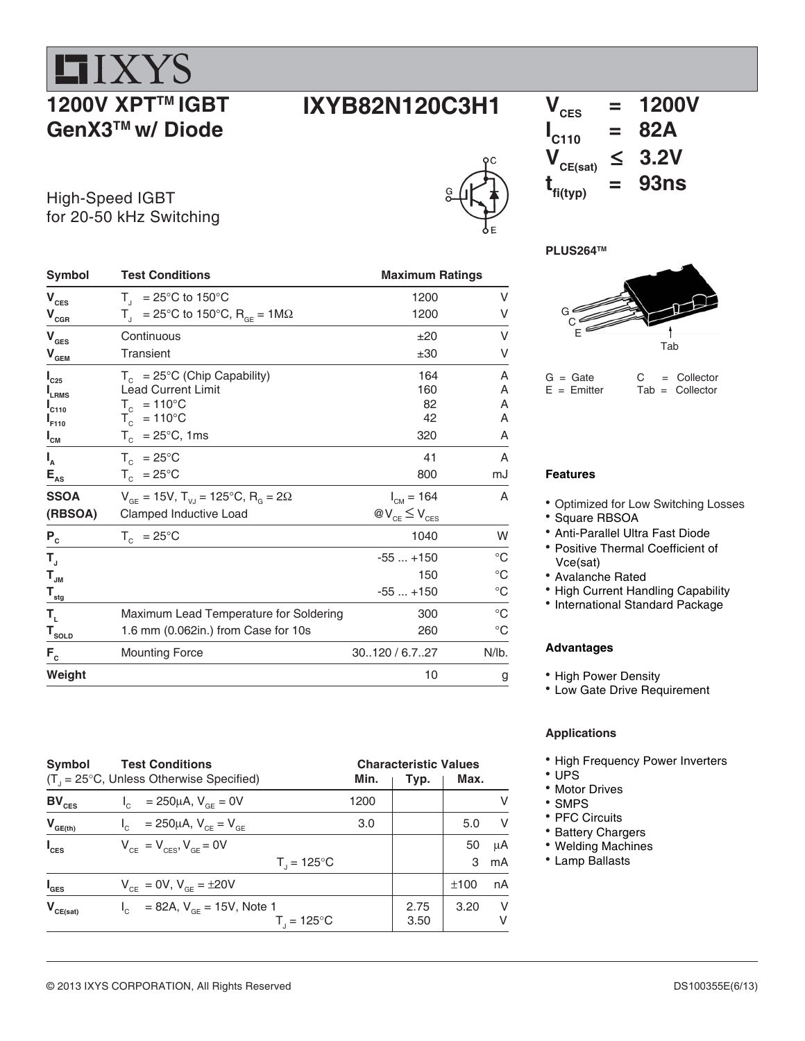# IXYS

## 1200V XPT™ IGBT GenX3™ w/ Diode

## IXYB82N120C3H1

High-Speed IGBT for 20-50 kHz Switching

| | | |
|---|---|---|
| $V_{CES}$ | = | 1200V |
| $I_{C110}$ | = | 82A |
| $V_{CE(sat)}$ | ≤ | 3.2V |
| $t_{fi(typ)}$ | = | 93ns |

PLUS264™

G = Gate  C = Collector
E = Emitter  Tab = Collector

| Symbol | Test Conditions | Maximum Ratings | |
|---|---|---|---|
| $V_{CES}$ | $T_J$ = 25°C to 150°C | 1200 | V |
| $V_{CGR}$ | $T_J$ = 25°C to 150°C, $R_{GE}$ = 1MΩ | 1200 | V |
| $V_{GES}$ | Continuous | ±20 | V |
| $V_{GEM}$ | Transient | ±30 | V |
| $I_{C25}$ | $T_C$ = 25°C (Chip Capability) | 164 | A |
| $I_{LRMS}$ | Lead Current Limit | 160 | A |
| $I_{C110}$ | $T_C$ = 110°C | 82 | A |
| $I_{F110}$ | $T_C$ = 110°C | 42 | A |
| $I_{CM}$ | $T_C$ = 25°C, 1ms | 320 | A |
| $I_A$ | $T_C$ = 25°C | 41 | A |
| $E_{AS}$ | $T_C$ = 25°C | 800 | mJ |
| **SSOA (RBSOA)** | $V_{GE}$ = 15V, $T_{VJ}$ = 125°C, $R_G$ = 2Ω Clamped Inductive Load | $I_{CM}$ = 164 @$V_{CE} \leq V_{CES}$ | A |
| $P_C$ | $T_C$ = 25°C | 1040 | W |
| $T_J$ | | -55 ... +150 | °C |
| $T_{JM}$ | | 150 | °C |
| $T_{stg}$ | | -55 ... +150 | °C |
| $T_L$ | Maximum Lead Temperature for Soldering | 300 | °C |
| $T_{SOLD}$ | 1.6 mm (0.062in.) from Case for 10s | 260 | °C |
| $F_C$ | Mounting Force | 30..120 / 6.7..27 | N/lb. |
| **Weight** | | 10 | g |

### Features

- Optimized for Low Switching Losses
- Square RBSOA
- Anti-Parallel Ultra Fast Diode
- Positive Thermal Coefficient of Vce(sat)
- Avalanche Rated
- High Current Handling Capability
- International Standard Package

### Advantages

- High Power Density
- Low Gate Drive Requirement

### Applications

- High Frequency Power Inverters
- UPS
- Motor Drives
- SMPS
- PFC Circuits
- Battery Chargers
- Welding Machines
- Lamp Ballasts

| Symbol | Test Conditions ($T_J$ = 25°C, Unless Otherwise Specified) | Min. | Typ. | Max. | |
|---|---|---|---|---|---|
| $BV_{CES}$ | $I_C$ = 250μA, $V_{GE}$ = 0V | 1200 | | | V |
| $V_{GE(th)}$ | $I_C$ = 250μA, $V_{CE}$ = $V_{GE}$ | 3.0 | | 5.0 | V |
| $I_{CES}$ | $V_{CE}$ = $V_{CES}$, $V_{GE}$ = 0V | | | 50 | μA |
| | $T_J$ = 125°C | | | 3 | mA |
| $I_{GES}$ | $V_{CE}$ = 0V, $V_{GE}$ = ±20V | | | ±100 | nA |
| $V_{CE(sat)}$ | $I_C$ = 82A, $V_{GE}$ = 15V, Note 1 | | 2.75 | 3.20 | V |
| | $T_J$ = 125°C | | 3.50 | | V |

© 2013 IXYS CORPORATION, All Rights Reserved DS100355E(6/13)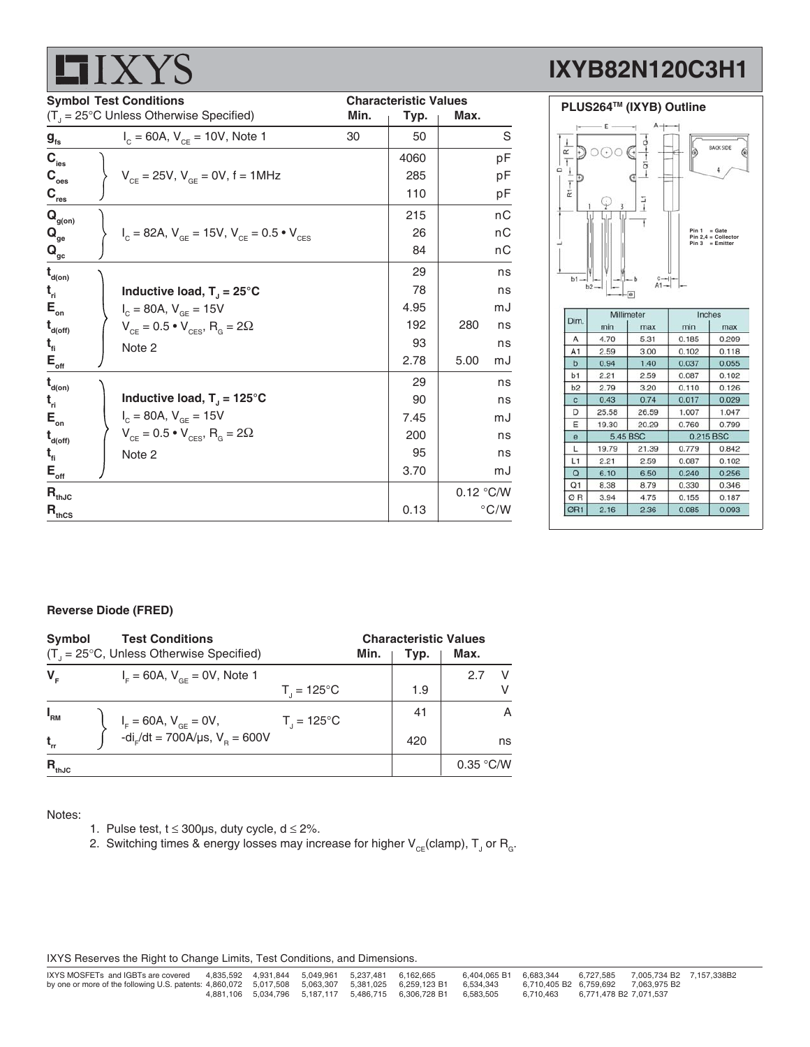| Symbol | Test Conditions ($T_J$ = 25°C Unless Otherwise Specified) | Min. | Typ. | Max. | |
|---|---|---|---|---|---|
| $g_{fs}$ | $I_C$ = 60A, $V_{CE}$ = 10V, Note 1 | 30 | 50 | | S |
| $C_{ies}$ | $V_{CE}$ = 25V, $V_{GE}$ = 0V, f = 1MHz | | 4060 | | pF |
| $C_{oes}$ | | | 285 | | pF |
| $C_{res}$ | | | 110 | | pF |
| $Q_{g(on)}$ | $I_C$ = 82A, $V_{GE}$ = 15V, $V_{CE}$ = 0.5 • $V_{CES}$ | | 215 | | nC |
| $Q_{ge}$ | | | 26 | | nC |
| $Q_{gc}$ | | | 84 | | nC |
| $t_{d(on)}$ | **Inductive load, $T_J$ = 25°C** | | 29 | | ns |
| $t_{ri}$ | $I_C$ = 80A, $V_{GE}$ = 15V | | 78 | | ns |
| $E_{on}$ | $V_{CE}$ = 0.5 • $V_{CES}$, $R_G$ = 2Ω | | 4.95 | | mJ |
| $t_{d(off)}$ | Note 2 | | 192 | 280 | ns |
| $t_{fi}$ | | | 93 | | ns |
| $E_{off}$ | | | 2.78 | 5.00 | mJ |
| $t_{d(on)}$ | **Inductive load, $T_J$ = 125°C** | | 29 | | ns |
| $t_{ri}$ | $I_C$ = 80A, $V_{GE}$ = 15V | | 90 | | ns |
| $E_{on}$ | $V_{CE}$ = 0.5 • $V_{CES}$, $R_G$ = 2Ω | | 7.45 | | mJ |
| $t_{d(off)}$ | Note 2 | | 200 | | ns |
| $t_{fi}$ | | | 95 | | ns |
| $E_{off}$ | | | 3.70 | | mJ |
| $R_{thJC}$ | | | | 0.12 | °C/W |
| $R_{thCS}$ | | | 0.13 | | °C/W |

**PLUS264™ (IXYB) Outline**

Pin 1 = Gate
Pin 2,4 = Collector
Pin 3 = Emitter

| Dim. | Millimeter min | Millimeter max | Inches min | Inches max |
|---|---|---|---|---|
| A | 4.70 | 5.31 | 0.185 | 0.209 |
| A1 | 2.59 | 3.00 | 0.102 | 0.118 |
| b | 0.94 | 1.40 | 0.037 | 0.055 |
| b1 | 2.21 | 2.59 | 0.087 | 0.102 |
| b2 | 2.79 | 3.20 | 0.110 | 0.126 |
| c | 0.43 | 0.74 | 0.017 | 0.029 |
| D | 25.58 | 26.59 | 1.007 | 1.047 |
| E | 19.30 | 20.29 | 0.760 | 0.799 |
| e | 5.45 BSC | | 0.215 BSC | |
| L | 19.79 | 21.39 | 0.779 | 0.842 |
| L1 | 2.21 | 2.59 | 0.087 | 0.102 |
| Q | 6.10 | 6.50 | 0.240 | 0.256 |
| Q1 | 8.38 | 8.79 | 0.330 | 0.346 |
| ØR | 3.94 | 4.75 | 0.155 | 0.187 |
| ØR1 | 2.16 | 2.36 | 0.085 | 0.093 |

**Reverse Diode (FRED)**

| Symbol | Test Conditions ($T_J$ = 25°C, Unless Otherwise Specified) | | Min. | Typ. | Max. | |
|---|---|---|---|---|---|---|
| $V_F$ | $I_F$ = 60A, $V_{GE}$ = 0V, Note 1 | | | | 2.7 | V |
| | | $T_J$ = 125°C | | 1.9 | | V |
| $I_{RM}$ | $I_F$ = 60A, $V_{GE}$ = 0V, | $T_J$ = 125°C | | 41 | | A |
| $t_{rr}$ | $-di_F/dt$ = 700A/μs, $V_R$ = 600V | | | 420 | | ns |
| $R_{thJC}$ | | | | | 0.35 | °C/W |

Notes:

1. Pulse test, t ≤ 300μs, duty cycle, d ≤ 2%.
2. Switching times & energy losses may increase for higher $V_{CE}$(clamp), $T_J$ or $R_G$.

IXYS Reserves the Right to Change Limits, Test Conditions, and Dimensions.

IXYS MOSFETs and IGBTs are covered by one or more of the following U.S. patents: 4,835,592 4,931,844 5,049,961 5,237,481 6,162,665 6,404,065 B1 6,683,344 6,727,585 7,005,734 B2 7,157,338B2 4,860,072 5,017,508 5,063,307 5,381,025 6,259,123 B1 6,534,343 6,710,405 B2 6,759,692 7,063,975 B2 4,881,106 5,034,796 5,187,117 5,486,715 6,306,728 B1 6,583,505 6,710,463 6,771,478 B2 7,071,537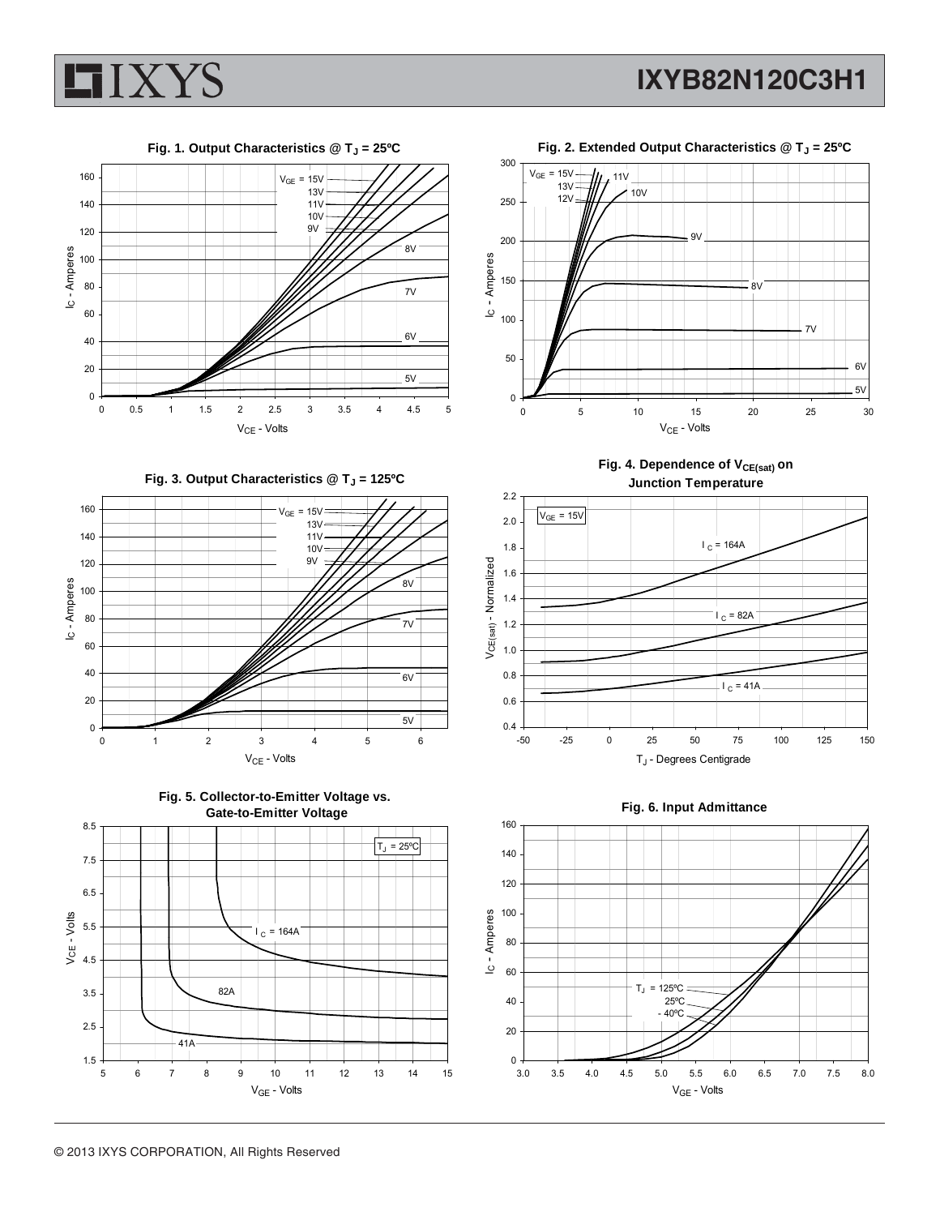**Fig. 1. Output Characteristics @ $T_J$ = 25ºC**

**Fig. 2. Extended Output Characteristics @ $T_J$ = 25ºC**

**Fig. 3. Output Characteristics @ $T_J$ = 125ºC**

**Fig. 4. Dependence of $V_{CE(sat)}$ on Junction Temperature**

**Fig. 5. Collector-to-Emitter Voltage vs. Gate-to-Emitter Voltage**

**Fig. 6. Input Admittance**

© 2013 IXYS CORPORATION, All Rights Reserved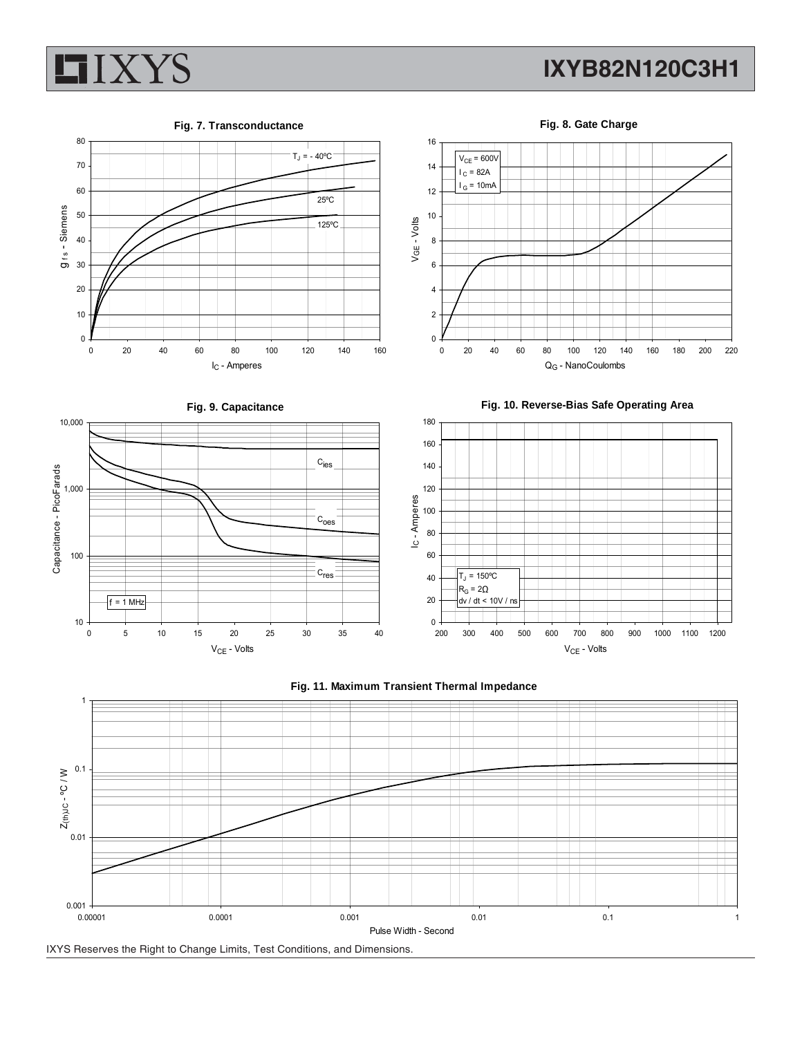**Fig. 7. Transconductance**

$T_J$ = - 40ºC

25ºC

125ºC

$g_{fs}$ - Siemens

$I_C$ - Amperes

**Fig. 8. Gate Charge**

$V_{CE}$ = 600V
$I_C$ = 82A
$I_G$ = 10mA

$V_{GE}$ - Volts

$Q_G$ - NanoCoulombs

**Fig. 9. Capacitance**

$C_{ies}$

$C_{oes}$

$C_{res}$

f = 1 MHz

Capacitance - PicoFarads

$V_{CE}$ - Volts

**Fig. 10. Reverse-Bias Safe Operating Area**

$T_J$ = 150ºC
$R_G$ = 2Ω
dv / dt < 10V / ns

$I_C$ - Amperes

$V_{CE}$ - Volts

**Fig. 11. Maximum Transient Thermal Impedance**

$Z_{(th)JC}$ - ºC / W

Pulse Width - Second

IXYS Reserves the Right to Change Limits, Test Conditions, and Dimensions.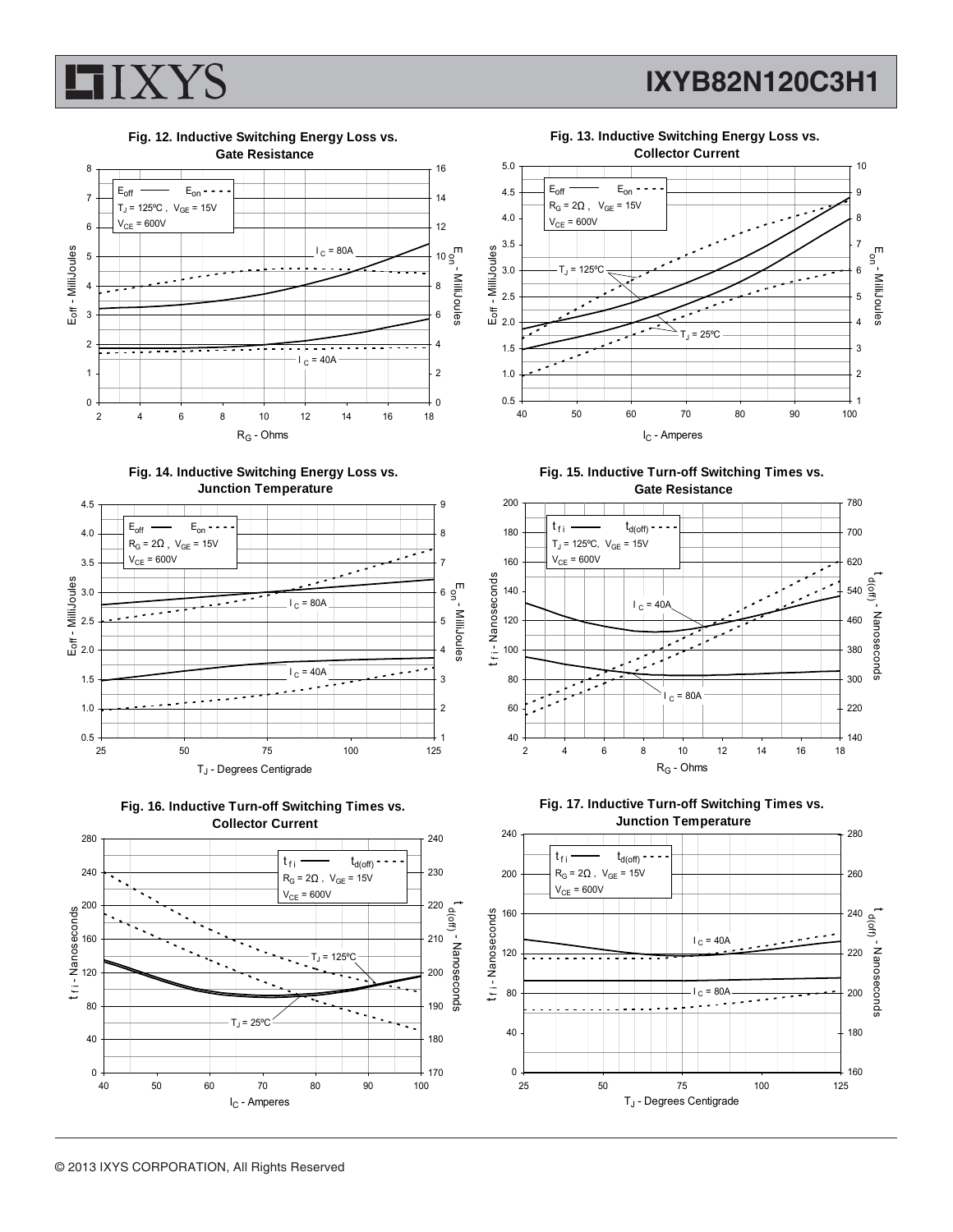### Fig. 12. Inductive Switching Energy Loss vs. Gate Resistance

$E_{off}$ —— $E_{on}$ - - -
$T_J$ = 125ºC , $V_{GE}$ = 15V
$V_{CE}$ = 600V

$I_C$ = 80A
$I_C$ = 40A

$E_{off}$ - MilliJoules; $E_{on}$ - MilliJoules; $R_G$ - Ohms

### Fig. 13. Inductive Switching Energy Loss vs. Collector Current

$E_{off}$ —— $E_{on}$ - - -
$R_G$ = 2Ω , $V_{GE}$ = 15V
$V_{CE}$ = 600V

$T_J$ = 125ºC
$T_J$ = 25ºC

$E_{off}$ - MilliJoules; $E_{on}$ - MilliJoules; $I_C$ - Amperes

### Fig. 14. Inductive Switching Energy Loss vs. Junction Temperature

$E_{off}$ —— $E_{on}$ - - -
$R_G$ = 2Ω , $V_{GE}$ = 15V
$V_{CE}$ = 600V

$I_C$ = 80A
$I_C$ = 40A

$E_{off}$ - MilliJoules; $E_{on}$ - MilliJoules; $T_J$ - Degrees Centigrade

### Fig. 15. Inductive Turn-off Switching Times vs. Gate Resistance

$t_{fi}$ —— $t_{d(off)}$ - - -
$T_J$ = 125ºC, $V_{GE}$ = 15V
$V_{CE}$ = 600V

$I_C$ = 40A
$I_C$ = 80A

$t_{fi}$ - Nanoseconds; $t_{d(off)}$ - Nanoseconds; $R_G$ - Ohms

### Fig. 16. Inductive Turn-off Switching Times vs. Collector Current

$t_{fi}$ —— $t_{d(off)}$ - - -
$R_G$ = 2Ω , $V_{GE}$ = 15V
$V_{CE}$ = 600V

$T_J$ = 125ºC
$T_J$ = 25ºC

$t_{fi}$ - Nanoseconds; $t_{d(off)}$ - Nanoseconds; $I_C$ - Amperes

### Fig. 17. Inductive Turn-off Switching Times vs. Junction Temperature

$t_{fi}$ —— $t_{d(off)}$ - - -
$R_G$ = 2Ω , $V_{GE}$ = 15V
$V_{CE}$ = 600V

$I_C$ = 40A
$I_C$ = 80A

$t_{fi}$ - Nanoseconds; $t_{d(off)}$ - Nanoseconds; $T_J$ - Degrees Centigrade

© 2013 IXYS CORPORATION, All Rights Reserved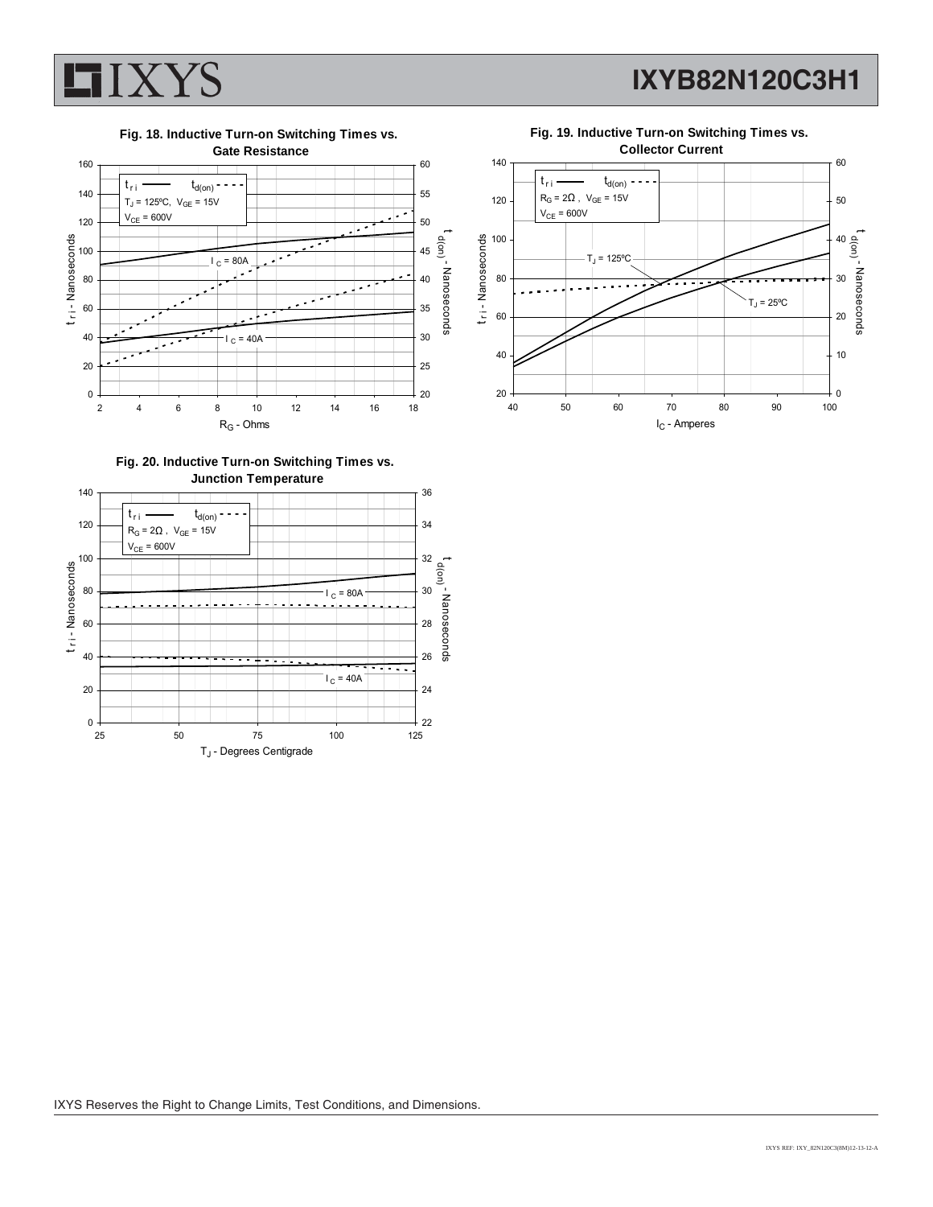**Fig. 18. Inductive Turn-on Switching Times vs. Gate Resistance**

$t_{ri}$ —— $t_{d(on)}$ - - - -

$T_J$ = 125ºC, $V_{GE}$ = 15V

$V_{CE}$ = 600V

$I_C$ = 80A

$I_C$ = 40A

$t_{ri}$ - Nanoseconds

$t_{d(on)}$ - Nanoseconds

$R_G$ - Ohms

**Fig. 19. Inductive Turn-on Switching Times vs. Collector Current**

$t_{ri}$ —— $t_{d(on)}$ - - - -

$R_G$ = 2Ω , $V_{GE}$ = 15V

$V_{CE}$ = 600V

$T_J$ = 125ºC

$T_J$ = 25ºC

$t_{ri}$ - Nanoseconds

$t_{d(on)}$ - Nanoseconds

$I_C$ - Amperes

**Fig. 20. Inductive Turn-on Switching Times vs. Junction Temperature**

$t_{ri}$ —— $t_{d(on)}$ - - - -

$R_G$ = 2Ω , $V_{GE}$ = 15V

$V_{CE}$ = 600V

$I_C$ = 80A

$I_C$ = 40A

$t_{ri}$ - Nanoseconds

$t_{d(on)}$ - Nanoseconds

$T_J$ - Degrees Centigrade

IXYS Reserves the Right to Change Limits, Test Conditions, and Dimensions.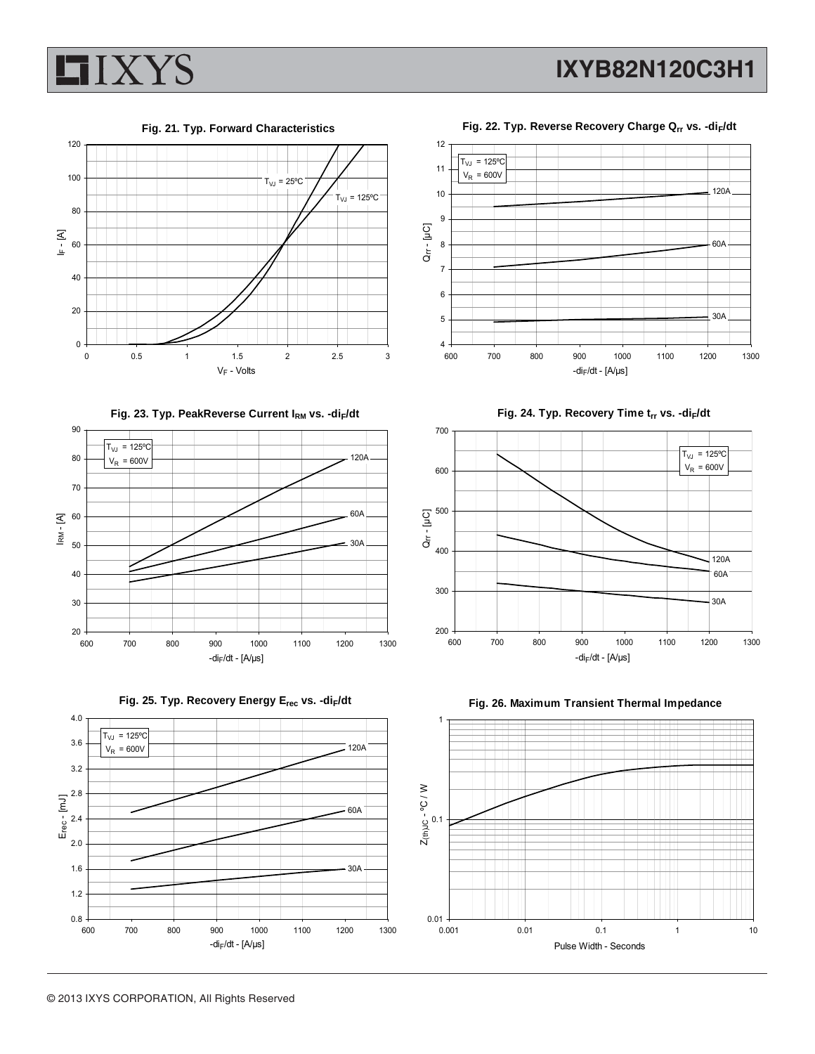**Fig. 21. Typ. Forward Characteristics**

$I_F$ - [A]

$V_F$ - Volts

$T_{VJ}$ = 25ºC

$T_{VJ}$ = 125ºC

0
20
40
60
80
100
120

0
0.5
1
1.5
2
2.5
3

**Fig. 22. Typ. Reverse Recovery Charge $Q_{rr}$ vs. -$di_F$/dt**

$T_{VJ}$ = 125ºC
$V_R$ = 600V

$Q_{rr}$ - [µC]

-$di_F$/dt - [A/µs]

120A
60A
30A

4
5
6
7
8
9
10
11
12

600
700
800
900
1000
1100
1200
1300

**Fig. 23. Typ. PeakReverse Current $I_{RM}$ vs. -$di_F$/dt**

$T_{VJ}$ = 125ºC
$V_R$ = 600V

$I_{RM}$ - [A]

-$di_F$/dt - [A/µs]

120A
60A
30A

20
30
40
50
60
70
80
90

600
700
800
900
1000
1100
1200
1300

**Fig. 24. Typ. Recovery Time $t_{rr}$ vs. -$di_F$/dt**

$T_{VJ}$ = 125ºC
$V_R$ = 600V

$Q_{rr}$ - [µC]

-$di_F$/dt - [A/µs]

120A
60A
30A

200
300
400
500
600
700

600
700
800
900
1000
1100
1200
1300

**Fig. 25. Typ. Recovery Energy $E_{rec}$ vs. -$di_F$/dt**

$T_{VJ}$ = 125ºC
$V_R$ = 600V

$E_{rec}$ - [mJ]

-$di_F$/dt - [A/µs]

120A
60A
30A

0.8
1.2
1.6
2.0
2.4
2.8
3.2
3.6
4.0

600
700
800
900
1000
1100
1200
1300

**Fig. 26. Maximum Transient Thermal Impedance**

$Z_{(th)JC}$ - ºC / W

Pulse Width - Seconds

0.01
0.1
1

0.001
0.01
0.1
1
10

© 2013 IXYS CORPORATION, All Rights Reserved